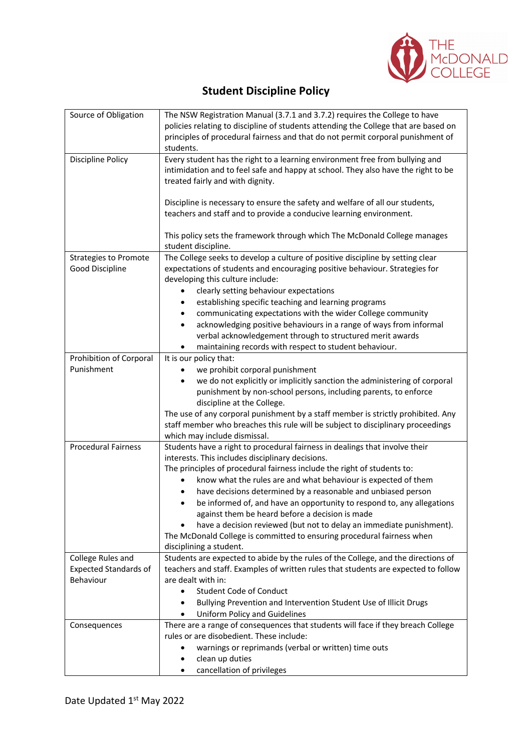THE McDONALD COLLEGE

# Student Discipline Policy

| | |
|---|---|
| Source of Obligation | The NSW Registration Manual (3.7.1 and 3.7.2) requires the College to have policies relating to discipline of students attending the College that are based on principles of procedural fairness and that do not permit corporal punishment of students. |
| Discipline Policy | Every student has the right to a learning environment free from bullying and intimidation and to feel safe and happy at school. They also have the right to be treated fairly and with dignity.<br><br>Discipline is necessary to ensure the safety and welfare of all our students, teachers and staff and to provide a conducive learning environment.<br><br>This policy sets the framework through which The McDonald College manages student discipline. |
| Strategies to Promote Good Discipline | The College seeks to develop a culture of positive discipline by setting clear expectations of students and encouraging positive behaviour. Strategies for developing this culture include:<br>• clearly setting behaviour expectations<br>• establishing specific teaching and learning programs<br>• communicating expectations with the wider College community<br>• acknowledging positive behaviours in a range of ways from informal verbal acknowledgement through to structured merit awards<br>• maintaining records with respect to student behaviour. |
| Prohibition of Corporal Punishment | It is our policy that:<br>• we prohibit corporal punishment<br>• we do not explicitly or implicitly sanction the administering of corporal punishment by non-school persons, including parents, to enforce discipline at the College.<br>The use of any corporal punishment by a staff member is strictly prohibited. Any staff member who breaches this rule will be subject to disciplinary proceedings which may include dismissal. |
| Procedural Fairness | Students have a right to procedural fairness in dealings that involve their interests. This includes disciplinary decisions.<br>The principles of procedural fairness include the right of students to:<br>• know what the rules are and what behaviour is expected of them<br>• have decisions determined by a reasonable and unbiased person<br>• be informed of, and have an opportunity to respond to, any allegations against them be heard before a decision is made<br>• have a decision reviewed (but not to delay an immediate punishment).<br>The McDonald College is committed to ensuring procedural fairness when disciplining a student. |
| College Rules and Expected Standards of Behaviour | Students are expected to abide by the rules of the College, and the directions of teachers and staff. Examples of written rules that students are expected to follow are dealt with in:<br>• Student Code of Conduct<br>• Bullying Prevention and Intervention Student Use of Illicit Drugs<br>• Uniform Policy and Guidelines |
| Consequences | There are a range of consequences that students will face if they breach College rules or are disobedient. These include:<br>• warnings or reprimands (verbal or written) time outs<br>• clean up duties<br>• cancellation of privileges |

Date Updated 1st May 2022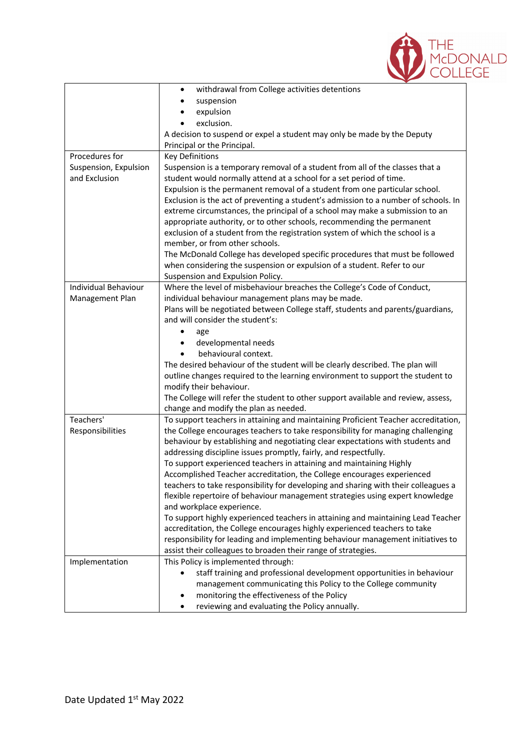| | |
|---|---|
| | • withdrawal from College activities detentions<br>• suspension<br>• expulsion<br>• exclusion.<br>A decision to suspend or expel a student may only be made by the Deputy Principal or the Principal. |
| Procedures for Suspension, Expulsion and Exclusion | Key Definitions<br>Suspension is a temporary removal of a student from all of the classes that a student would normally attend at a school for a set period of time.<br>Expulsion is the permanent removal of a student from one particular school.<br>Exclusion is the act of preventing a student's admission to a number of schools. In extreme circumstances, the principal of a school may make a submission to an appropriate authority, or to other schools, recommending the permanent exclusion of a student from the registration system of which the school is a member, or from other schools.<br>The McDonald College has developed specific procedures that must be followed when considering the suspension or expulsion of a student. Refer to our Suspension and Expulsion Policy. |
| Individual Behaviour Management Plan | Where the level of misbehaviour breaches the College's Code of Conduct, individual behaviour management plans may be made.<br>Plans will be negotiated between College staff, students and parents/guardians, and will consider the student's:<br>• age<br>• developmental needs<br>• behavioural context.<br>The desired behaviour of the student will be clearly described. The plan will outline changes required to the learning environment to support the student to modify their behaviour.<br>The College will refer the student to other support available and review, assess, change and modify the plan as needed. |
| Teachers' Responsibilities | To support teachers in attaining and maintaining Proficient Teacher accreditation, the College encourages teachers to take responsibility for managing challenging behaviour by establishing and negotiating clear expectations with students and addressing discipline issues promptly, fairly, and respectfully.<br>To support experienced teachers in attaining and maintaining Highly Accomplished Teacher accreditation, the College encourages experienced teachers to take responsibility for developing and sharing with their colleagues a flexible repertoire of behaviour management strategies using expert knowledge and workplace experience.<br>To support highly experienced teachers in attaining and maintaining Lead Teacher accreditation, the College encourages highly experienced teachers to take responsibility for leading and implementing behaviour management initiatives to assist their colleagues to broaden their range of strategies. |
| Implementation | This Policy is implemented through:<br>• staff training and professional development opportunities in behaviour management communicating this Policy to the College community<br>• monitoring the effectiveness of the Policy<br>• reviewing and evaluating the Policy annually. |

Date Updated 1st May 2022